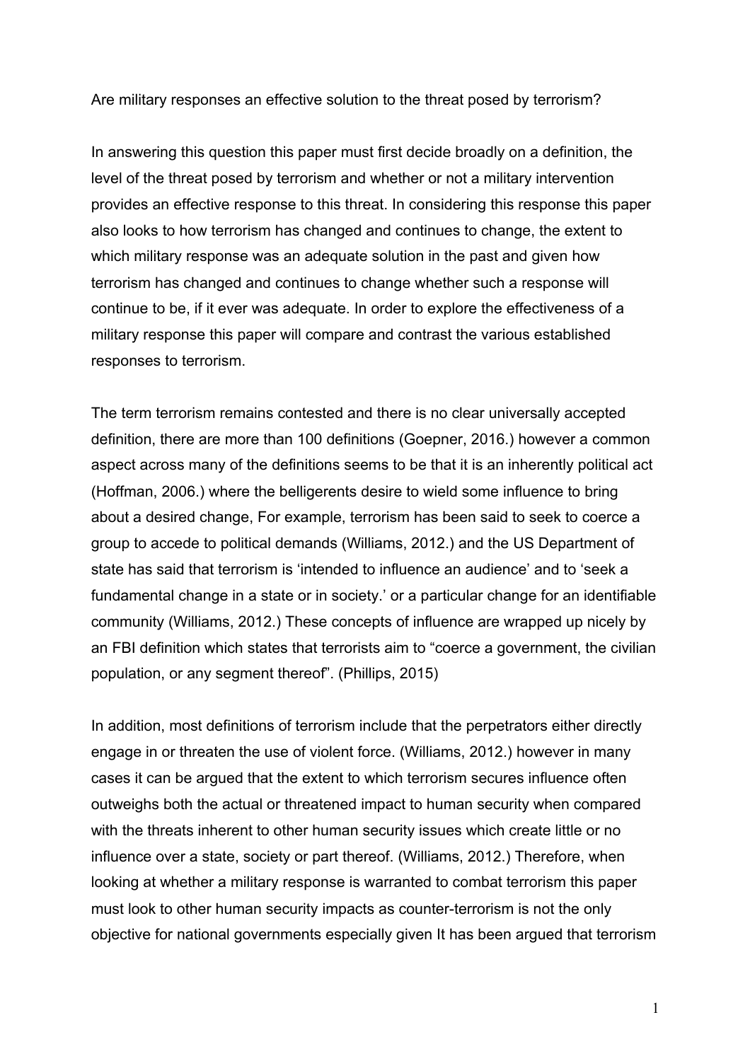Are military responses an effective solution to the threat posed by terrorism?

In answering this question this paper must first decide broadly on a definition, the level of the threat posed by terrorism and whether or not a military intervention provides an effective response to this threat. In considering this response this paper also looks to how terrorism has changed and continues to change, the extent to which military response was an adequate solution in the past and given how terrorism has changed and continues to change whether such a response will continue to be, if it ever was adequate. In order to explore the effectiveness of a military response this paper will compare and contrast the various established responses to terrorism.

The term terrorism remains contested and there is no clear universally accepted definition, there are more than 100 definitions (Goepner, 2016.) however a common aspect across many of the definitions seems to be that it is an inherently political act (Hoffman, 2006.) where the belligerents desire to wield some influence to bring about a desired change, For example, terrorism has been said to seek to coerce a group to accede to political demands (Williams, 2012.) and the US Department of state has said that terrorism is 'intended to influence an audience' and to 'seek a fundamental change in a state or in society.' or a particular change for an identifiable community (Williams, 2012.) These concepts of influence are wrapped up nicely by an FBI definition which states that terrorists aim to "coerce a government, the civilian population, or any segment thereof". (Phillips, 2015)

In addition, most definitions of terrorism include that the perpetrators either directly engage in or threaten the use of violent force. (Williams, 2012.) however in many cases it can be argued that the extent to which terrorism secures influence often outweighs both the actual or threatened impact to human security when compared with the threats inherent to other human security issues which create little or no influence over a state, society or part thereof. (Williams, 2012.) Therefore, when looking at whether a military response is warranted to combat terrorism this paper must look to other human security impacts as counter-terrorism is not the only objective for national governments especially given It has been argued that terrorism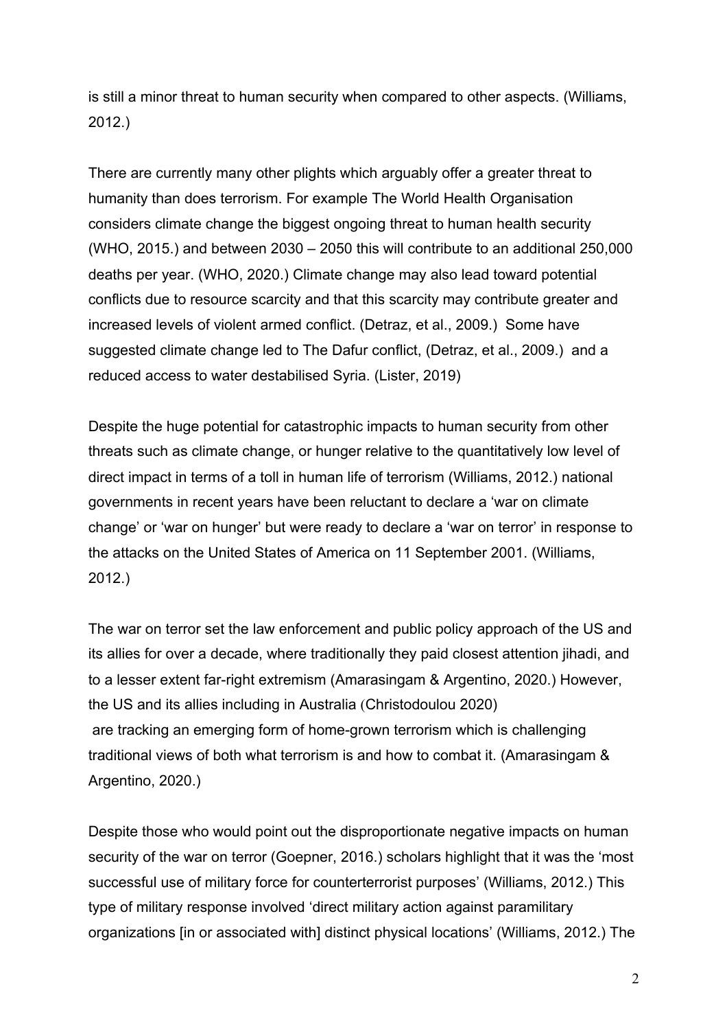is still a minor threat to human security when compared to other aspects. (Williams, 2012.)

There are currently many other plights which arguably offer a greater threat to humanity than does terrorism. For example The World Health Organisation considers climate change the biggest ongoing threat to human health security (WHO, 2015.) and between 2030 – 2050 this will contribute to an additional 250,000 deaths per year. (WHO, 2020.) Climate change may also lead toward potential conflicts due to resource scarcity and that this scarcity may contribute greater and increased levels of violent armed conflict. (Detraz, et al., 2009.) Some have suggested climate change led to The Dafur conflict, (Detraz, et al., 2009.) and a reduced access to water destabilised Syria. (Lister, 2019)

Despite the huge potential for catastrophic impacts to human security from other threats such as climate change, or hunger relative to the quantitatively low level of direct impact in terms of a toll in human life of terrorism (Williams, 2012.) national governments in recent years have been reluctant to declare a 'war on climate change' or 'war on hunger' but were ready to declare a 'war on terror' in response to the attacks on the United States of America on 11 September 2001. (Williams, 2012.)

The war on terror set the law enforcement and public policy approach of the US and its allies for over a decade, where traditionally they paid closest attention jihadi, and to a lesser extent far-right extremism (Amarasingam & Argentino, 2020.) However, the US and its allies including in Australia (Christodoulou 2020) are tracking an emerging form of home-grown terrorism which is challenging traditional views of both what terrorism is and how to combat it. (Amarasingam & Argentino, 2020.)

Despite those who would point out the disproportionate negative impacts on human security of the war on terror (Goepner, 2016.) scholars highlight that it was the 'most successful use of military force for counterterrorist purposes' (Williams, 2012.) This type of military response involved 'direct military action against paramilitary organizations [in or associated with] distinct physical locations' (Williams, 2012.) The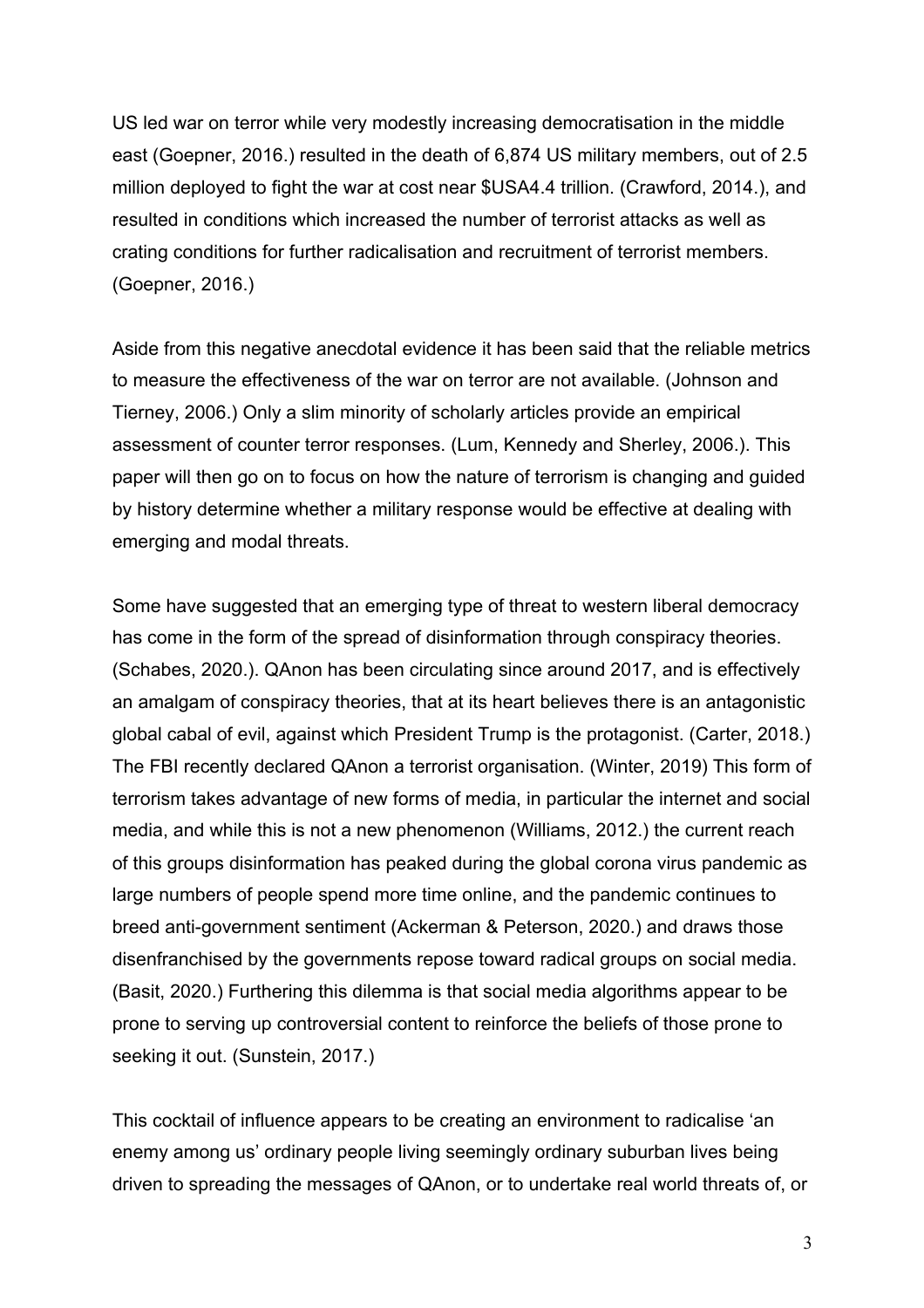US led war on terror while very modestly increasing democratisation in the middle east (Goepner, 2016.) resulted in the death of 6,874 US military members, out of 2.5 million deployed to fight the war at cost near $USA4.4 trillion. (Crawford, 2014.), and resulted in conditions which increased the number of terrorist attacks as well as crating conditions for further radicalisation and recruitment of terrorist members. (Goepner, 2016.)

Aside from this negative anecdotal evidence it has been said that the reliable metrics to measure the effectiveness of the war on terror are not available. (Johnson and Tierney, 2006.) Only a slim minority of scholarly articles provide an empirical assessment of counter terror responses. (Lum, Kennedy and Sherley, 2006.). This paper will then go on to focus on how the nature of terrorism is changing and guided by history determine whether a military response would be effective at dealing with emerging and modal threats.

Some have suggested that an emerging type of threat to western liberal democracy has come in the form of the spread of disinformation through conspiracy theories. (Schabes, 2020.). QAnon has been circulating since around 2017, and is effectively an amalgam of conspiracy theories, that at its heart believes there is an antagonistic global cabal of evil, against which President Trump is the protagonist. (Carter, 2018.) The FBI recently declared QAnon a terrorist organisation. (Winter, 2019) This form of terrorism takes advantage of new forms of media, in particular the internet and social media, and while this is not a new phenomenon (Williams, 2012.) the current reach of this groups disinformation has peaked during the global corona virus pandemic as large numbers of people spend more time online, and the pandemic continues to breed anti-government sentiment (Ackerman & Peterson, 2020.) and draws those disenfranchised by the governments repose toward radical groups on social media. (Basit, 2020.) Furthering this dilemma is that social media algorithms appear to be prone to serving up controversial content to reinforce the beliefs of those prone to seeking it out. (Sunstein, 2017.)

This cocktail of influence appears to be creating an environment to radicalise 'an enemy among us' ordinary people living seemingly ordinary suburban lives being driven to spreading the messages of QAnon, or to undertake real world threats of, or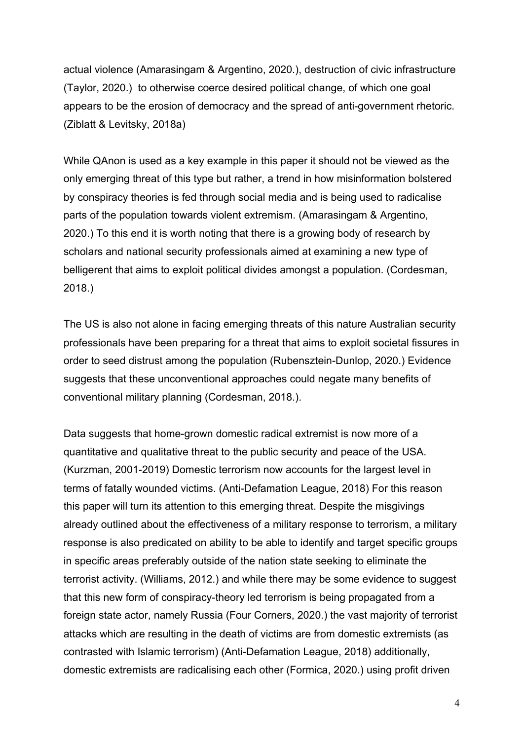actual violence (Amarasingam & Argentino, 2020.), destruction of civic infrastructure (Taylor, 2020.) to otherwise coerce desired political change, of which one goal appears to be the erosion of democracy and the spread of anti-government rhetoric. (Ziblatt & Levitsky, 2018a)

While QAnon is used as a key example in this paper it should not be viewed as the only emerging threat of this type but rather, a trend in how misinformation bolstered by conspiracy theories is fed through social media and is being used to radicalise parts of the population towards violent extremism. (Amarasingam & Argentino, 2020.) To this end it is worth noting that there is a growing body of research by scholars and national security professionals aimed at examining a new type of belligerent that aims to exploit political divides amongst a population. (Cordesman, 2018.)

The US is also not alone in facing emerging threats of this nature Australian security professionals have been preparing for a threat that aims to exploit societal fissures in order to seed distrust among the population (Rubensztein-Dunlop, 2020.) Evidence suggests that these unconventional approaches could negate many benefits of conventional military planning (Cordesman, 2018.).

Data suggests that home-grown domestic radical extremist is now more of a quantitative and qualitative threat to the public security and peace of the USA. (Kurzman, 2001-2019) Domestic terrorism now accounts for the largest level in terms of fatally wounded victims. (Anti-Defamation League, 2018) For this reason this paper will turn its attention to this emerging threat. Despite the misgivings already outlined about the effectiveness of a military response to terrorism, a military response is also predicated on ability to be able to identify and target specific groups in specific areas preferably outside of the nation state seeking to eliminate the terrorist activity. (Williams, 2012.) and while there may be some evidence to suggest that this new form of conspiracy-theory led terrorism is being propagated from a foreign state actor, namely Russia (Four Corners, 2020.) the vast majority of terrorist attacks which are resulting in the death of victims are from domestic extremists (as contrasted with Islamic terrorism) (Anti-Defamation League, 2018) additionally, domestic extremists are radicalising each other (Formica, 2020.) using profit driven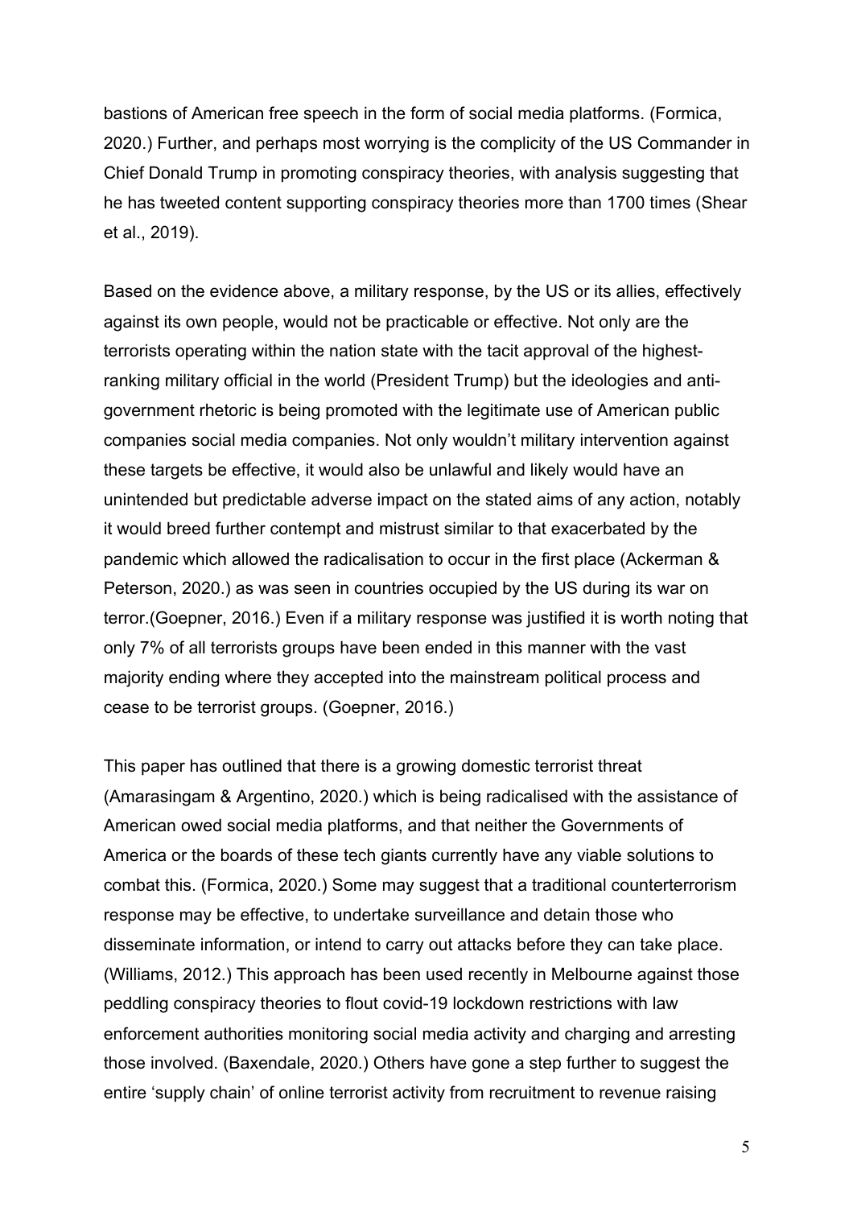bastions of American free speech in the form of social media platforms. (Formica, 2020.) Further, and perhaps most worrying is the complicity of the US Commander in Chief Donald Trump in promoting conspiracy theories, with analysis suggesting that he has tweeted content supporting conspiracy theories more than 1700 times (Shear et al., 2019).

Based on the evidence above, a military response, by the US or its allies, effectively against its own people, would not be practicable or effective. Not only are the terrorists operating within the nation state with the tacit approval of the highest-ranking military official in the world (President Trump) but the ideologies and anti-government rhetoric is being promoted with the legitimate use of American public companies social media companies. Not only wouldn't military intervention against these targets be effective, it would also be unlawful and likely would have an unintended but predictable adverse impact on the stated aims of any action, notably it would breed further contempt and mistrust similar to that exacerbated by the pandemic which allowed the radicalisation to occur in the first place (Ackerman & Peterson, 2020.) as was seen in countries occupied by the US during its war on terror.(Goepner, 2016.) Even if a military response was justified it is worth noting that only 7% of all terrorists groups have been ended in this manner with the vast majority ending where they accepted into the mainstream political process and cease to be terrorist groups. (Goepner, 2016.)

This paper has outlined that there is a growing domestic terrorist threat (Amarasingam & Argentino, 2020.) which is being radicalised with the assistance of American owed social media platforms, and that neither the Governments of America or the boards of these tech giants currently have any viable solutions to combat this. (Formica, 2020.) Some may suggest that a traditional counterterrorism response may be effective, to undertake surveillance and detain those who disseminate information, or intend to carry out attacks before they can take place. (Williams, 2012.) This approach has been used recently in Melbourne against those peddling conspiracy theories to flout covid-19 lockdown restrictions with law enforcement authorities monitoring social media activity and charging and arresting those involved. (Baxendale, 2020.) Others have gone a step further to suggest the entire 'supply chain' of online terrorist activity from recruitment to revenue raising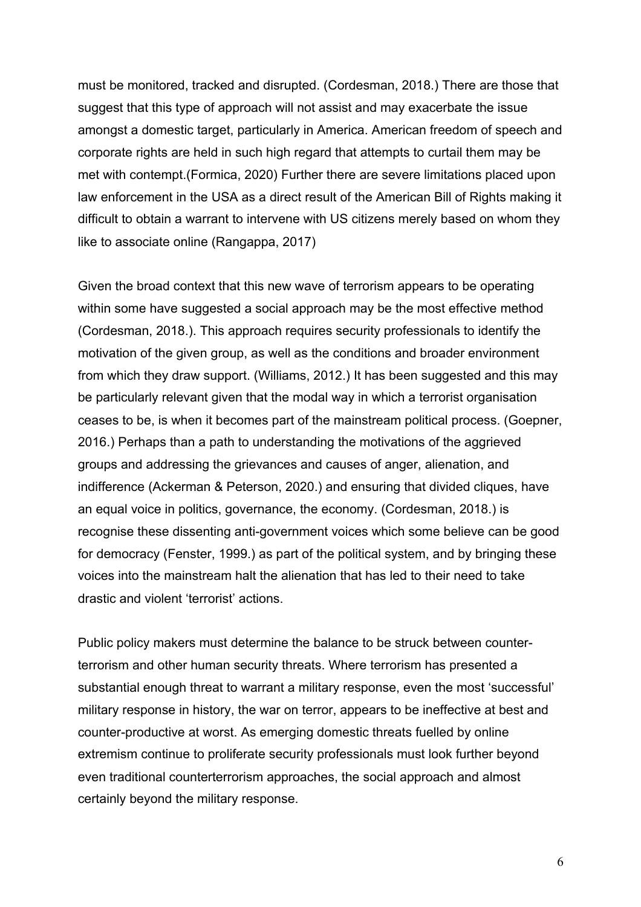must be monitored, tracked and disrupted. (Cordesman, 2018.) There are those that suggest that this type of approach will not assist and may exacerbate the issue amongst a domestic target, particularly in America. American freedom of speech and corporate rights are held in such high regard that attempts to curtail them may be met with contempt.(Formica, 2020) Further there are severe limitations placed upon law enforcement in the USA as a direct result of the American Bill of Rights making it difficult to obtain a warrant to intervene with US citizens merely based on whom they like to associate online (Rangappa, 2017)

Given the broad context that this new wave of terrorism appears to be operating within some have suggested a social approach may be the most effective method (Cordesman, 2018.). This approach requires security professionals to identify the motivation of the given group, as well as the conditions and broader environment from which they draw support. (Williams, 2012.) It has been suggested and this may be particularly relevant given that the modal way in which a terrorist organisation ceases to be, is when it becomes part of the mainstream political process. (Goepner, 2016.) Perhaps than a path to understanding the motivations of the aggrieved groups and addressing the grievances and causes of anger, alienation, and indifference (Ackerman & Peterson, 2020.) and ensuring that divided cliques, have an equal voice in politics, governance, the economy. (Cordesman, 2018.) is recognise these dissenting anti-government voices which some believe can be good for democracy (Fenster, 1999.) as part of the political system, and by bringing these voices into the mainstream halt the alienation that has led to their need to take drastic and violent 'terrorist' actions.

Public policy makers must determine the balance to be struck between counter-terrorism and other human security threats. Where terrorism has presented a substantial enough threat to warrant a military response, even the most 'successful' military response in history, the war on terror, appears to be ineffective at best and counter-productive at worst. As emerging domestic threats fuelled by online extremism continue to proliferate security professionals must look further beyond even traditional counterterrorism approaches, the social approach and almost certainly beyond the military response.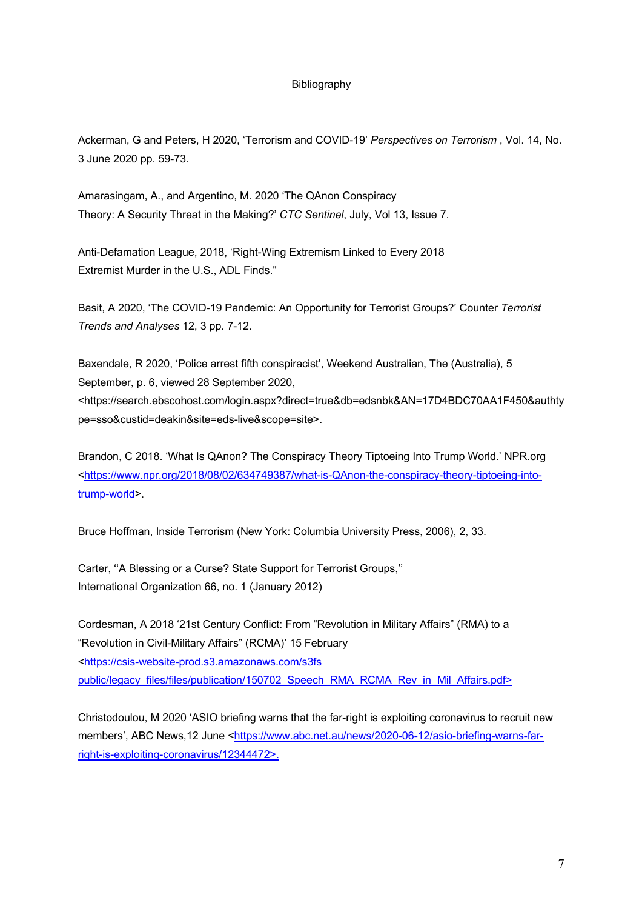# Bibliography

Ackerman, G and Peters, H 2020, 'Terrorism and COVID-19' *Perspectives on Terrorism* , Vol. 14, No. 3 June 2020 pp. 59-73.

Amarasingam, A., and Argentino, M. 2020 'The QAnon Conspiracy Theory: A Security Threat in the Making?' *CTC Sentinel*, July, Vol 13, Issue 7.

Anti-Defamation League, 2018, 'Right-Wing Extremism Linked to Every 2018 Extremist Murder in the U.S., ADL Finds."

Basit, A 2020, 'The COVID-19 Pandemic: An Opportunity for Terrorist Groups?' Counter *Terrorist Trends and Analyses* 12, 3 pp. 7-12.

Baxendale, R 2020, 'Police arrest fifth conspiracist', Weekend Australian, The (Australia), 5 September, p. 6, viewed 28 September 2020, <https://search.ebscohost.com/login.aspx?direct=true&db=edsnbk&AN=17D4BDC70AA1F450&authtype=sso&custid=deakin&site=eds-live&scope=site>.

Brandon, C 2018. 'What Is QAnon? The Conspiracy Theory Tiptoeing Into Trump World.' NPR.org <https://www.npr.org/2018/08/02/634749387/what-is-QAnon-the-conspiracy-theory-tiptoeing-into-trump-world>.

Bruce Hoffman, Inside Terrorism (New York: Columbia University Press, 2006), 2, 33.

Carter, ''A Blessing or a Curse? State Support for Terrorist Groups,'' International Organization 66, no. 1 (January 2012)

Cordesman, A 2018 '21st Century Conflict: From "Revolution in Military Affairs" (RMA) to a "Revolution in Civil-Military Affairs" (RCMA)' 15 February <https://csis-website-prod.s3.amazonaws.com/s3fs public/legacy_files/files/publication/150702_Speech_RMA_RCMA_Rev_in_Mil_Affairs.pdf>

Christodoulou, M 2020 'ASIO briefing warns that the far-right is exploiting coronavirus to recruit new members', ABC News,12 June <https://www.abc.net.au/news/2020-06-12/asio-briefing-warns-far-right-is-exploiting-coronavirus/12344472>.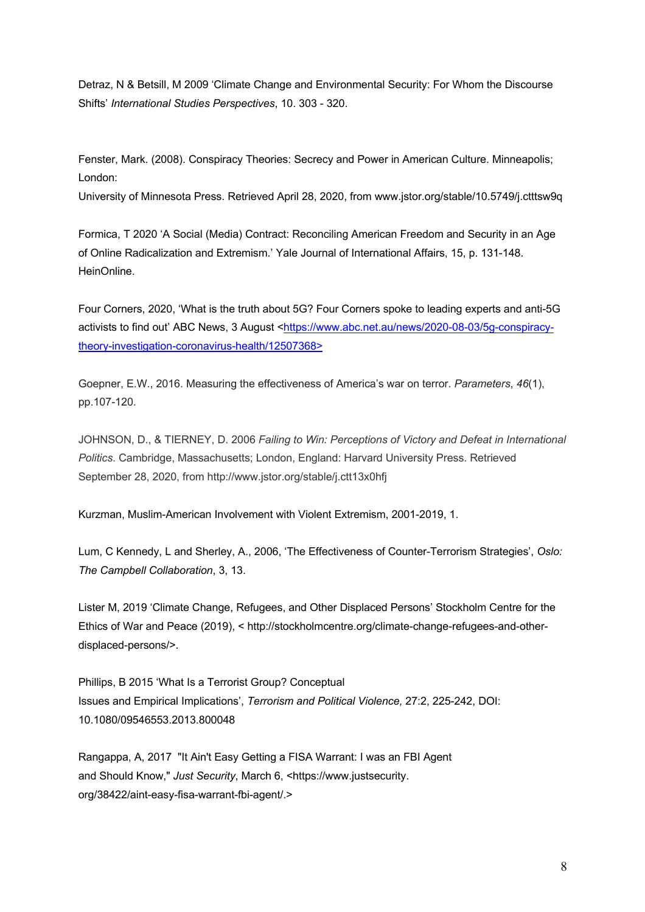Detraz, N & Betsill, M 2009 'Climate Change and Environmental Security: For Whom the Discourse Shifts' *International Studies Perspectives*, 10. 303 - 320.

Fenster, Mark. (2008). Conspiracy Theories: Secrecy and Power in American Culture. Minneapolis; London:
University of Minnesota Press. Retrieved April 28, 2020, from www.jstor.org/stable/10.5749/j.ctttsw9q

Formica, T 2020 'A Social (Media) Contract: Reconciling American Freedom and Security in an Age of Online Radicalization and Extremism.' Yale Journal of International Affairs, 15, p. 131-148. HeinOnline.

Four Corners, 2020, 'What is the truth about 5G? Four Corners spoke to leading experts and anti-5G activists to find out' ABC News, 3 August <https://www.abc.net.au/news/2020-08-03/5g-conspiracy-theory-investigation-coronavirus-health/12507368>

Goepner, E.W., 2016. Measuring the effectiveness of America's war on terror. *Parameters*, *46*(1), pp.107-120.

JOHNSON, D., & TIERNEY, D. 2006 *Failing to Win: Perceptions of Victory and Defeat in International Politics*. Cambridge, Massachusetts; London, England: Harvard University Press. Retrieved September 28, 2020, from http://www.jstor.org/stable/j.ctt13x0hfj

Kurzman, Muslim-American Involvement with Violent Extremism, 2001-2019, 1.

Lum, C Kennedy, L and Sherley, A., 2006, 'The Effectiveness of Counter-Terrorism Strategies', *Oslo: The Campbell Collaboration*, 3, 13.

Lister M, 2019 'Climate Change, Refugees, and Other Displaced Persons' Stockholm Centre for the Ethics of War and Peace (2019), < http://stockholmcentre.org/climate-change-refugees-and-other-displaced-persons/>.

Phillips, B 2015 'What Is a Terrorist Group? Conceptual Issues and Empirical Implications', *Terrorism and Political Violence,* 27:2, 225-242, DOI: 10.1080/09546553.2013.800048

Rangappa, A, 2017 "It Ain't Easy Getting a FISA Warrant: I was an FBI Agent and Should Know," *Just Security*, March 6, <https://www.justsecurity.org/38422/aint-easy-fisa-warrant-fbi-agent/.>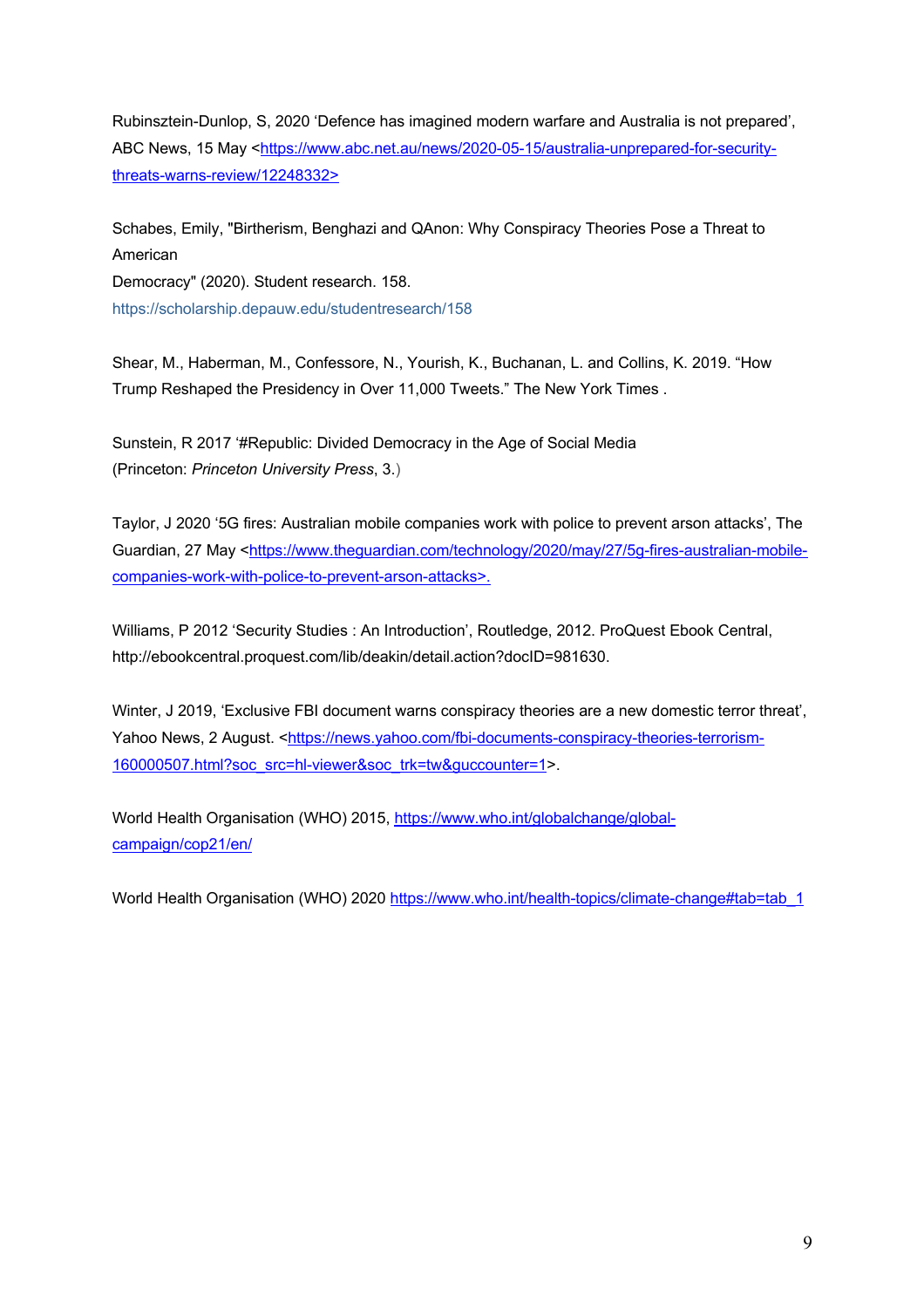Rubinsztein-Dunlop, S, 2020 'Defence has imagined modern warfare and Australia is not prepared', ABC News, 15 May <https://www.abc.net.au/news/2020-05-15/australia-unprepared-for-security-threats-warns-review/12248332>

Schabes, Emily, "Birtherism, Benghazi and QAnon: Why Conspiracy Theories Pose a Threat to American
Democracy" (2020). Student research. 158.
https://scholarship.depauw.edu/studentresearch/158

Shear, M., Haberman, M., Confessore, N., Yourish, K., Buchanan, L. and Collins, K. 2019. "How Trump Reshaped the Presidency in Over 11,000 Tweets." The New York Times .

Sunstein, R 2017 '#Republic: Divided Democracy in the Age of Social Media
(Princeton: *Princeton University Press*, 3.)

Taylor, J 2020 '5G fires: Australian mobile companies work with police to prevent arson attacks', The Guardian, 27 May <https://www.theguardian.com/technology/2020/may/27/5g-fires-australian-mobile-companies-work-with-police-to-prevent-arson-attacks>.

Williams, P 2012 'Security Studies : An Introduction', Routledge, 2012. ProQuest Ebook Central, http://ebookcentral.proquest.com/lib/deakin/detail.action?docID=981630.

Winter, J 2019, 'Exclusive FBI document warns conspiracy theories are a new domestic terror threat', Yahoo News, 2 August. <https://news.yahoo.com/fbi-documents-conspiracy-theories-terrorism-160000507.html?soc_src=hl-viewer&soc_trk=tw&guccounter=1>.

World Health Organisation (WHO) 2015, https://www.who.int/globalchange/global-campaign/cop21/en/

World Health Organisation (WHO) 2020 https://www.who.int/health-topics/climate-change#tab=tab_1